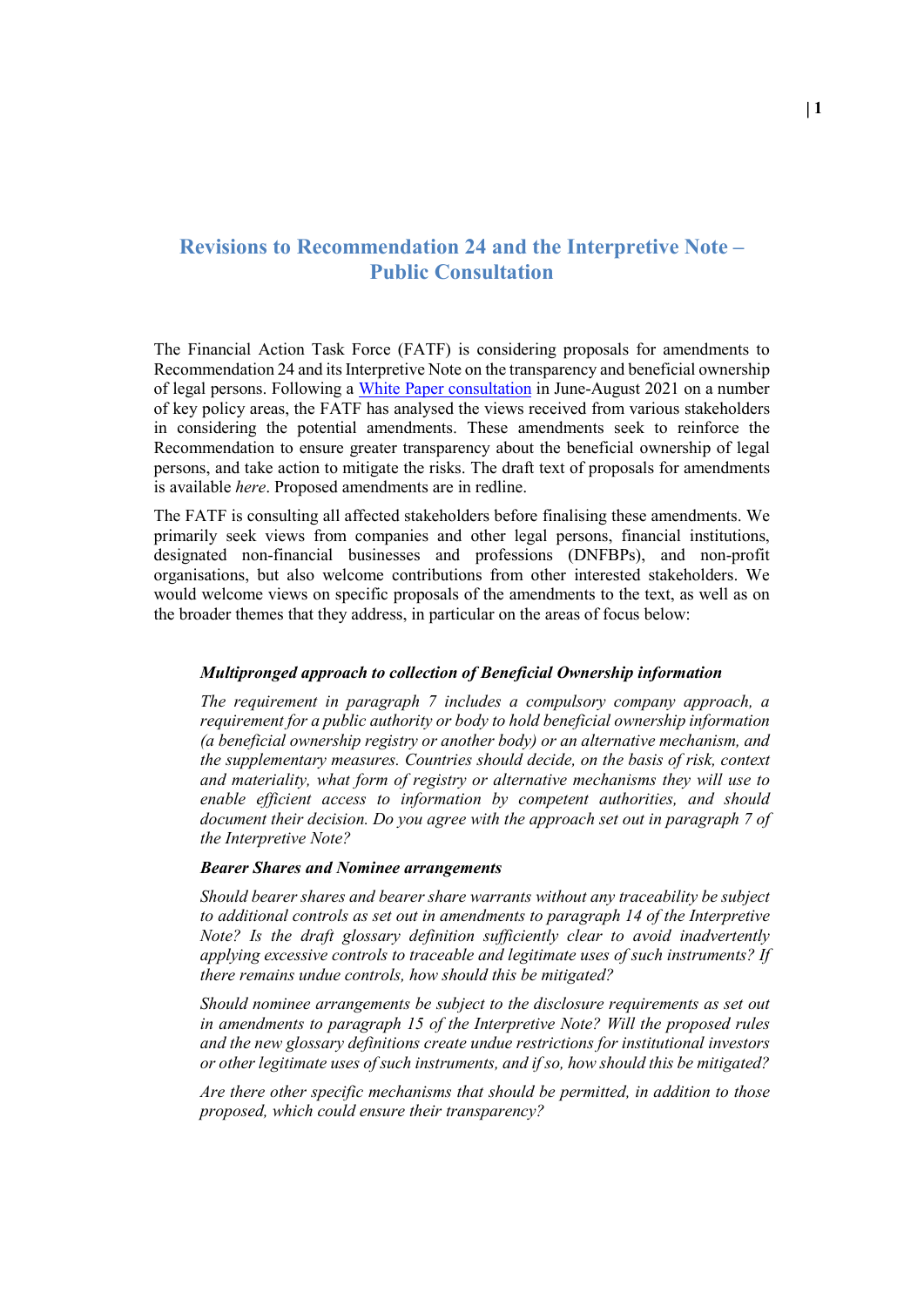# Revisions to Recommendation 24 and the Interpretive Note – Public Consultation

The Financial Action Task Force (FATF) is considering proposals for amendments to Recommendation 24 and its Interpretive Note on the transparency and beneficial ownership of legal persons. Following a White Paper consultation in June-August 2021 on a number of key policy areas, the FATF has analysed the views received from various stakeholders in considering the potential amendments. These amendments seek to reinforce the Recommendation to ensure greater transparency about the beneficial ownership of legal persons, and take action to mitigate the risks. The draft text of proposals for amendments is available *here*. Proposed amendments are in redline.

The FATF is consulting all affected stakeholders before finalising these amendments. We primarily seek views from companies and other legal persons, financial institutions, designated non-financial businesses and professions (DNFBPs), and non-profit organisations, but also welcome contributions from other interested stakeholders. We would welcome views on specific proposals of the amendments to the text, as well as on the broader themes that they address, in particular on the areas of focus below:

> ***Multipronged approach to collection of Beneficial Ownership information***
>
> *The requirement in paragraph 7 includes a compulsory company approach, a requirement for a public authority or body to hold beneficial ownership information (a beneficial ownership registry or another body) or an alternative mechanism, and the supplementary measures. Countries should decide, on the basis of risk, context and materiality, what form of registry or alternative mechanisms they will use to enable efficient access to information by competent authorities, and should document their decision. Do you agree with the approach set out in paragraph 7 of the Interpretive Note?*
>
> ***Bearer Shares and Nominee arrangements***
>
> *Should bearer shares and bearer share warrants without any traceability be subject to additional controls as set out in amendments to paragraph 14 of the Interpretive Note? Is the draft glossary definition sufficiently clear to avoid inadvertently applying excessive controls to traceable and legitimate uses of such instruments? If there remains undue controls, how should this be mitigated?*
>
> *Should nominee arrangements be subject to the disclosure requirements as set out in amendments to paragraph 15 of the Interpretive Note? Will the proposed rules and the new glossary definitions create undue restrictions for institutional investors or other legitimate uses of such instruments, and if so, how should this be mitigated?*
>
> *Are there other specific mechanisms that should be permitted, in addition to those proposed, which could ensure their transparency?*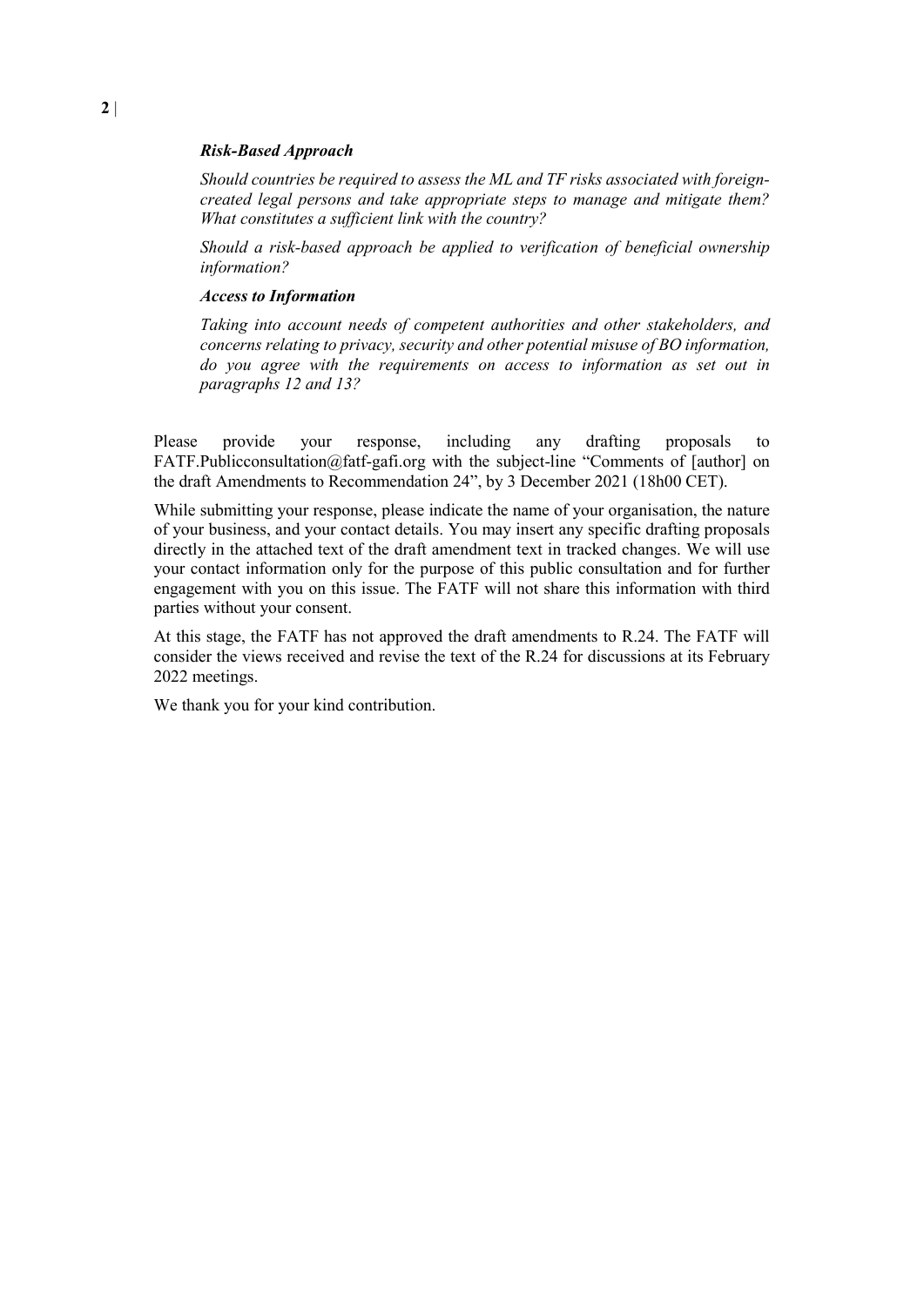***Risk-Based Approach***

*Should countries be required to assess the ML and TF risks associated with foreign-created legal persons and take appropriate steps to manage and mitigate them? What constitutes a sufficient link with the country?*

*Should a risk-based approach be applied to verification of beneficial ownership information?*

***Access to Information***

*Taking into account needs of competent authorities and other stakeholders, and concerns relating to privacy, security and other potential misuse of BO information, do you agree with the requirements on access to information as set out in paragraphs 12 and 13?*

Please provide your response, including any drafting proposals to FATF.Publicconsultation@fatf-gafi.org with the subject-line "Comments of [author] on the draft Amendments to Recommendation 24", by 3 December 2021 (18h00 CET).

While submitting your response, please indicate the name of your organisation, the nature of your business, and your contact details. You may insert any specific drafting proposals directly in the attached text of the draft amendment text in tracked changes. We will use your contact information only for the purpose of this public consultation and for further engagement with you on this issue. The FATF will not share this information with third parties without your consent.

At this stage, the FATF has not approved the draft amendments to R.24. The FATF will consider the views received and revise the text of the R.24 for discussions at its February 2022 meetings.

We thank you for your kind contribution.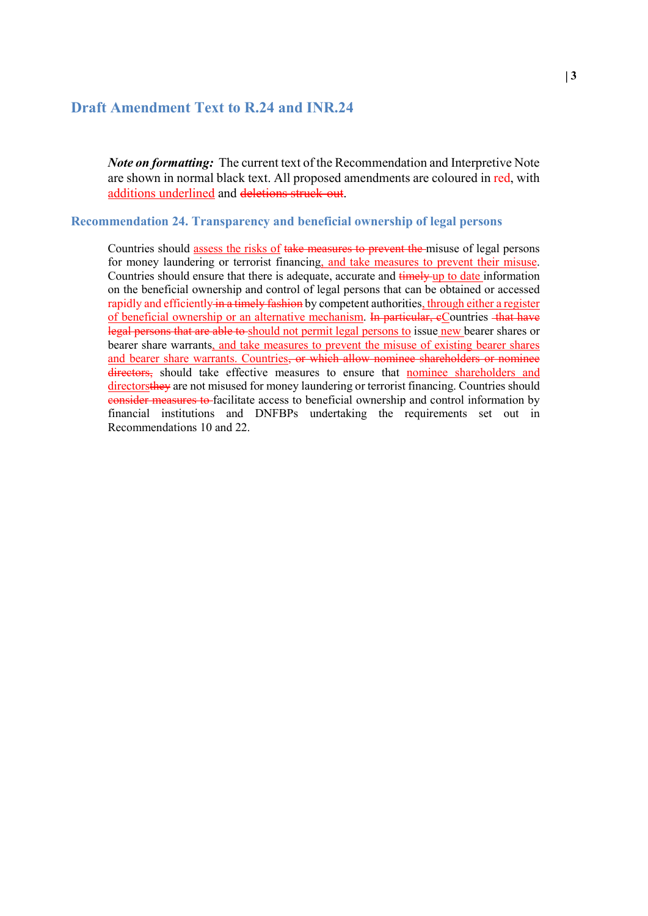## Draft Amendment Text to R.24 and INR.24

***Note on formatting:*** The current text of the Recommendation and Interpretive Note are shown in normal black text. All proposed amendments are coloured in red, with <u>additions underlined</u> and ~~deletions struck out~~.

### Recommendation 24. Transparency and beneficial ownership of legal persons

Countries should <u>assess the risks of</u> ~~take measures to prevent the~~ misuse of legal persons for money laundering or terrorist financing<u>, and take measures to prevent their misuse</u>. Countries should ensure that there is adequate, accurate and ~~timely~~ <u>up to date</u> information on the beneficial ownership and control of legal persons that can be obtained or accessed <u>rapidly and efficiently</u> ~~in a timely fashion~~ by competent authorities<u>, through either a register of beneficial ownership or an alternative mechanism</u>. ~~In particular, c~~<u>C</u>ountries ~~that have legal persons that are able to~~ <u>should not permit legal persons to</u> issue <u>new</u> bearer shares or bearer share warrants<u>, and take measures to prevent the misuse of existing bearer shares and bearer share warrants. Countries</u>~~, or which allow nominee shareholders or nominee directors,~~ should take effective measures to ensure that <u>nominee shareholders and directors</u>~~they~~ are not misused for money laundering or terrorist financing. Countries should ~~consider measures to~~ facilitate access to beneficial ownership and control information by financial institutions and DNFBPs undertaking the requirements set out in Recommendations 10 and 22.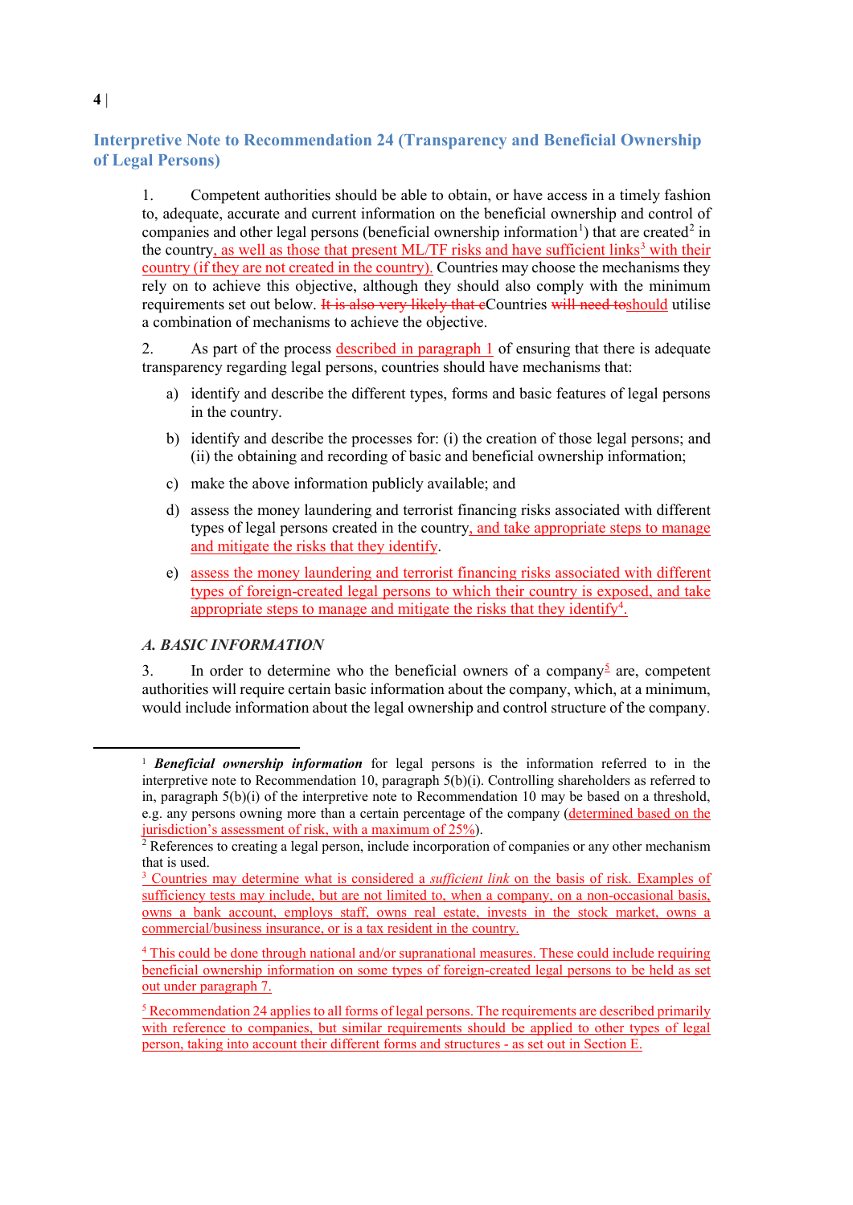## Interpretive Note to Recommendation 24 (Transparency and Beneficial Ownership of Legal Persons)

1. Competent authorities should be able to obtain, or have access in a timely fashion to, adequate, accurate and current information on the beneficial ownership and control of companies and other legal persons (beneficial ownership information[1]) that are created[2] in the country, as well as those that present ML/TF risks and have sufficient links[3] with their country (if they are not created in the country). Countries may choose the mechanisms they rely on to achieve this objective, although they should also comply with the minimum requirements set out below. ~~It is also very likely that c~~Countries ~~will need to~~should utilise a combination of mechanisms to achieve the objective.

2. As part of the process described in paragraph 1 of ensuring that there is adequate transparency regarding legal persons, countries should have mechanisms that:

   a) identify and describe the different types, forms and basic features of legal persons in the country.

   b) identify and describe the processes for: (i) the creation of those legal persons; and (ii) the obtaining and recording of basic and beneficial ownership information;

   c) make the above information publicly available; and

   d) assess the money laundering and terrorist financing risks associated with different types of legal persons created in the country, and take appropriate steps to manage and mitigate the risks that they identify.

   e) assess the money laundering and terrorist financing risks associated with different types of foreign-created legal persons to which their country is exposed, and take appropriate steps to manage and mitigate the risks that they identify[4].

### A. BASIC INFORMATION

3. In order to determine who the beneficial owners of a company[5] are, competent authorities will require certain basic information about the company, which, at a minimum, would include information about the legal ownership and control structure of the company.

---

[1] ***Beneficial ownership information*** for legal persons is the information referred to in the interpretive note to Recommendation 10, paragraph 5(b)(i). Controlling shareholders as referred to in, paragraph 5(b)(i) of the interpretive note to Recommendation 10 may be based on a threshold, e.g. any persons owning more than a certain percentage of the company (determined based on the jurisdiction's assessment of risk, with a maximum of 25%).

[2] References to creating a legal person, include incorporation of companies or any other mechanism that is used.

[3] Countries may determine what is considered a *sufficient link* on the basis of risk. Examples of sufficiency tests may include, but are not limited to, when a company, on a non-occasional basis, owns a bank account, employs staff, owns real estate, invests in the stock market, owns a commercial/business insurance, or is a tax resident in the country.

[4] This could be done through national and/or supranational measures. These could include requiring beneficial ownership information on some types of foreign-created legal persons to be held as set out under paragraph 7.

[5] Recommendation 24 applies to all forms of legal persons. The requirements are described primarily with reference to companies, but similar requirements should be applied to other types of legal person, taking into account their different forms and structures - as set out in Section E.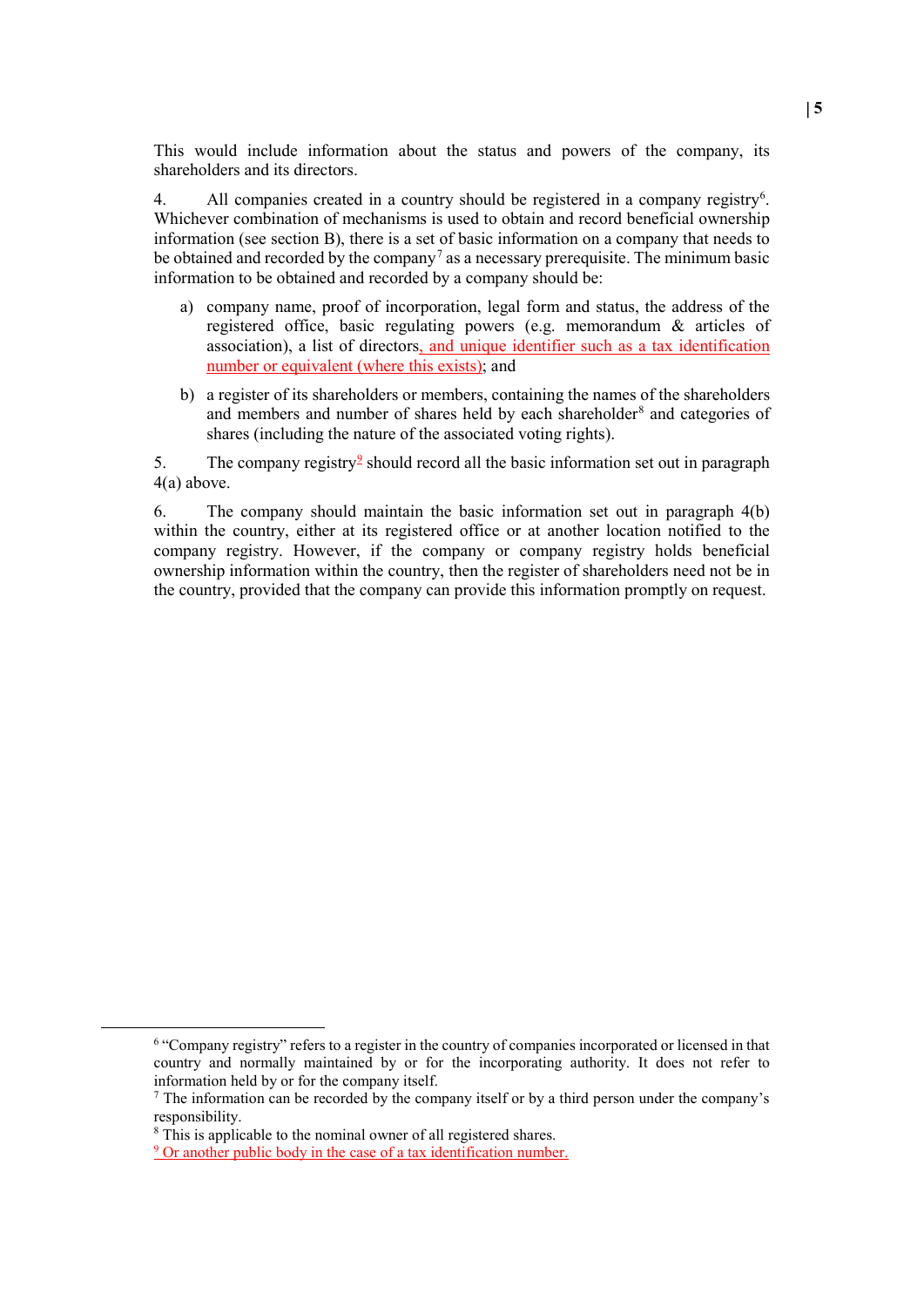This would include information about the status and powers of the company, its shareholders and its directors.

4. All companies created in a country should be registered in a company registry[6]. Whichever combination of mechanisms is used to obtain and record beneficial ownership information (see section B), there is a set of basic information on a company that needs to be obtained and recorded by the company[7] as a necessary prerequisite. The minimum basic information to be obtained and recorded by a company should be:

a) company name, proof of incorporation, legal form and status, the address of the registered office, basic regulating powers (e.g. memorandum & articles of association), a list of directors, and unique identifier such as a tax identification number or equivalent (where this exists); and

b) a register of its shareholders or members, containing the names of the shareholders and members and number of shares held by each shareholder[8] and categories of shares (including the nature of the associated voting rights).

5. The company registry[9] should record all the basic information set out in paragraph 4(a) above.

6. The company should maintain the basic information set out in paragraph 4(b) within the country, either at its registered office or at another location notified to the company registry. However, if the company or company registry holds beneficial ownership information within the country, then the register of shareholders need not be in the country, provided that the company can provide this information promptly on request.

---

[6] "Company registry" refers to a register in the country of companies incorporated or licensed in that country and normally maintained by or for the incorporating authority. It does not refer to information held by or for the company itself.

[7] The information can be recorded by the company itself or by a third person under the company's responsibility.

[8] This is applicable to the nominal owner of all registered shares.

[9] Or another public body in the case of a tax identification number.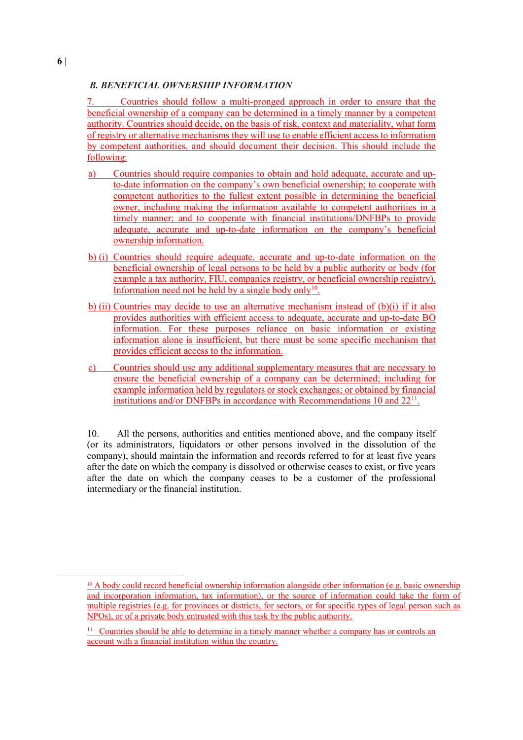### *B. BENEFICIAL OWNERSHIP INFORMATION*

7. Countries should follow a multi-pronged approach in order to ensure that the beneficial ownership of a company can be determined in a timely manner by a competent authority. Countries should decide, on the basis of risk, context and materiality, what form of registry or alternative mechanisms they will use to enable efficient access to information by competent authorities, and should document their decision. This should include the following:

a) Countries should require companies to obtain and hold adequate, accurate and up-to-date information on the company's own beneficial ownership; to cooperate with competent authorities to the fullest extent possible in determining the beneficial owner, including making the information available to competent authorities in a timely manner; and to cooperate with financial institutions/DNFBPs to provide adequate, accurate and up-to-date information on the company's beneficial ownership information.

b) (i) Countries should require adequate, accurate and up-to-date information on the beneficial ownership of legal persons to be held by a public authority or body (for example a tax authority, FIU, companies registry, or beneficial ownership registry). Information need not be held by a single body only[10].

b) (ii) Countries may decide to use an alternative mechanism instead of (b)(i) if it also provides authorities with efficient access to adequate, accurate and up-to-date BO information. For these purposes reliance on basic information or existing information alone is insufficient, but there must be some specific mechanism that provides efficient access to the information.

c) Countries should use any additional supplementary measures that are necessary to ensure the beneficial ownership of a company can be determined; including for example information held by regulators or stock exchanges; or obtained by financial institutions and/or DNFBPs in accordance with Recommendations 10 and 22[11].

10. All the persons, authorities and entities mentioned above, and the company itself (or its administrators, liquidators or other persons involved in the dissolution of the company), should maintain the information and records referred to for at least five years after the date on which the company is dissolved or otherwise ceases to exist, or five years after the date on which the company ceases to be a customer of the professional intermediary or the financial institution.

---

[10] A body could record beneficial ownership information alongside other information (e.g. basic ownership and incorporation information, tax information), or the source of information could take the form of multiple registries (e.g. for provinces or districts, for sectors, or for specific types of legal person such as NPOs), or of a private body entrusted with this task by the public authority.

[11] Countries should be able to determine in a timely manner whether a company has or controls an account with a financial institution within the country.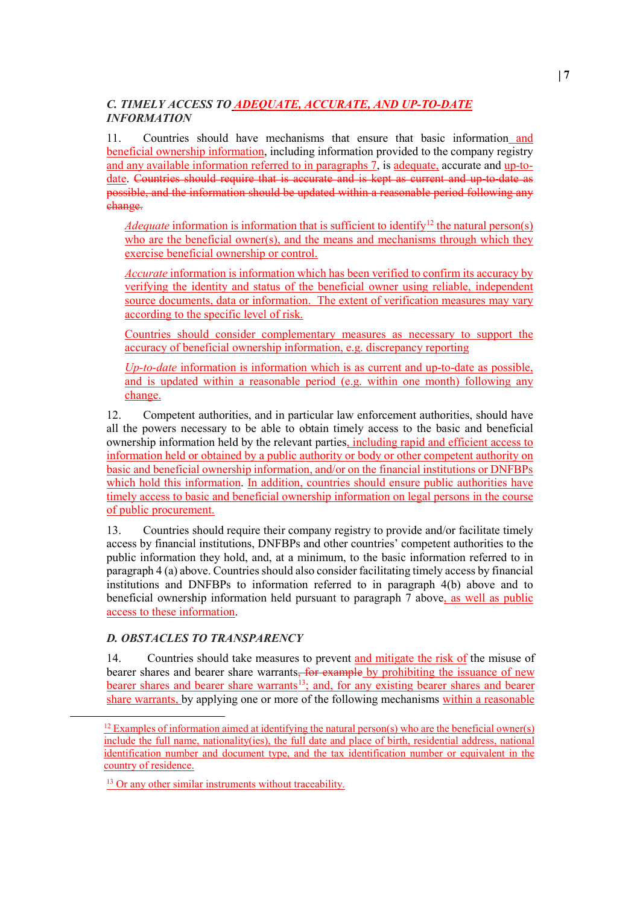### *C. TIMELY ACCESS TO ADEQUATE, ACCURATE, AND UP-TO-DATE INFORMATION*

11. Countries should have mechanisms that ensure that basic information and beneficial ownership information, including information provided to the company registry and any available information referred to in paragraphs 7, is adequate, accurate and up-to-date. ~~Countries should require that is accurate and is kept as current and up-to-date as possible, and the information should be updated within a reasonable period following any change.~~

> *Adequate* information is information that is sufficient to identify[12] the natural person(s) who are the beneficial owner(s), and the means and mechanisms through which they exercise beneficial ownership or control.
>
> *Accurate* information is information which has been verified to confirm its accuracy by verifying the identity and status of the beneficial owner using reliable, independent source documents, data or information. The extent of verification measures may vary according to the specific level of risk.
>
> Countries should consider complementary measures as necessary to support the accuracy of beneficial ownership information, e.g. discrepancy reporting
>
> *Up-to-date* information is information which is as current and up-to-date as possible, and is updated within a reasonable period (e.g. within one month) following any change.

12. Competent authorities, and in particular law enforcement authorities, should have all the powers necessary to be able to obtain timely access to the basic and beneficial ownership information held by the relevant parties, including rapid and efficient access to information held or obtained by a public authority or body or other competent authority on basic and beneficial ownership information, and/or on the financial institutions or DNFBPs which hold this information. In addition, countries should ensure public authorities have timely access to basic and beneficial ownership information on legal persons in the course of public procurement.

13. Countries should require their company registry to provide and/or facilitate timely access by financial institutions, DNFBPs and other countries' competent authorities to the public information they hold, and, at a minimum, to the basic information referred to in paragraph 4 (a) above. Countries should also consider facilitating timely access by financial institutions and DNFBPs to information referred to in paragraph 4(b) above and to beneficial ownership information held pursuant to paragraph 7 above, as well as public access to these information.

### *D. OBSTACLES TO TRANSPARENCY*

14. Countries should take measures to prevent and mitigate the risk of the misuse of bearer shares and bearer share warrants, ~~for example~~ by prohibiting the issuance of new bearer shares and bearer share warrants[13]; and, for any existing bearer shares and bearer share warrants, by applying one or more of the following mechanisms within a reasonable

[12] Examples of information aimed at identifying the natural person(s) who are the beneficial owner(s) include the full name, nationality(ies), the full date and place of birth, residential address, national identification number and document type, and the tax identification number or equivalent in the country of residence.

[13] Or any other similar instruments without traceability.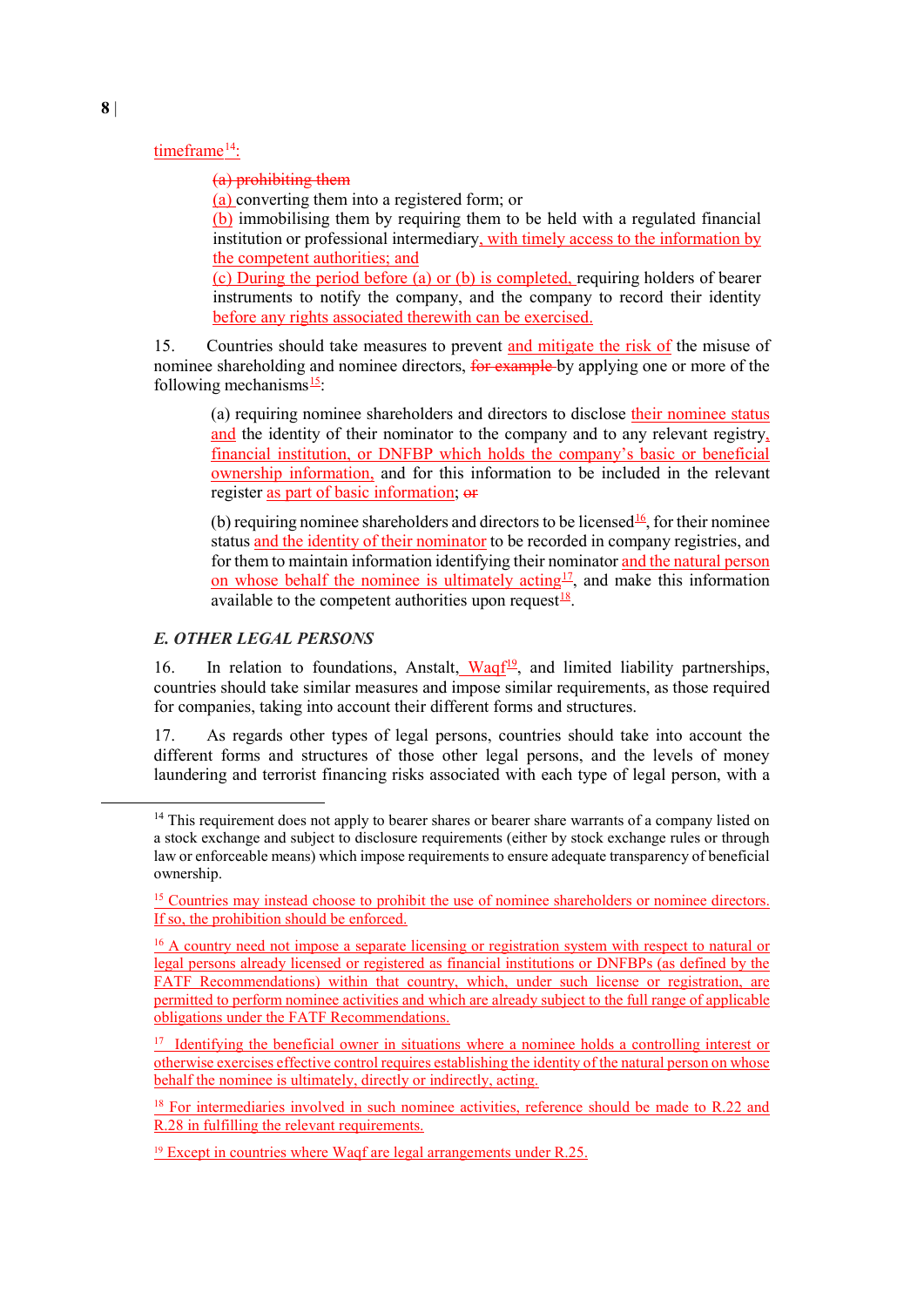timeframe[14]:

> ~~(a) prohibiting them~~
> (a) converting them into a registered form; or
> (b) immobilising them by requiring them to be held with a regulated financial institution or professional intermediary, with timely access to the information by the competent authorities; and
> (c) During the period before (a) or (b) is completed, requiring holders of bearer instruments to notify the company, and the company to record their identity before any rights associated therewith can be exercised.

15. Countries should take measures to prevent and mitigate the risk of the misuse of nominee shareholding and nominee directors, ~~for example~~ by applying one or more of the following mechanisms[15]:

> (a) requiring nominee shareholders and directors to disclose their nominee status and the identity of their nominator to the company and to any relevant registry, financial institution, or DNFBP which holds the company's basic or beneficial ownership information, and for this information to be included in the relevant register as part of basic information; ~~or~~
>
> (b) requiring nominee shareholders and directors to be licensed[16], for their nominee status and the identity of their nominator to be recorded in company registries, and for them to maintain information identifying their nominator and the natural person on whose behalf the nominee is ultimately acting[17], and make this information available to the competent authorities upon request[18].

### *E. OTHER LEGAL PERSONS*

16. In relation to foundations, Anstalt, Waqf[19], and limited liability partnerships, countries should take similar measures and impose similar requirements, as those required for companies, taking into account their different forms and structures.

17. As regards other types of legal persons, countries should take into account the different forms and structures of those other legal persons, and the levels of money laundering and terrorist financing risks associated with each type of legal person, with a

---

[14] This requirement does not apply to bearer shares or bearer share warrants of a company listed on a stock exchange and subject to disclosure requirements (either by stock exchange rules or through law or enforceable means) which impose requirements to ensure adequate transparency of beneficial ownership.

[15] Countries may instead choose to prohibit the use of nominee shareholders or nominee directors. If so, the prohibition should be enforced.

[16] A country need not impose a separate licensing or registration system with respect to natural or legal persons already licensed or registered as financial institutions or DNFBPs (as defined by the FATF Recommendations) within that country, which, under such license or registration, are permitted to perform nominee activities and which are already subject to the full range of applicable obligations under the FATF Recommendations.

[17] Identifying the beneficial owner in situations where a nominee holds a controlling interest or otherwise exercises effective control requires establishing the identity of the natural person on whose behalf the nominee is ultimately, directly or indirectly, acting.

[18] For intermediaries involved in such nominee activities, reference should be made to R.22 and R.28 in fulfilling the relevant requirements.

[19] Except in countries where Waqf are legal arrangements under R.25.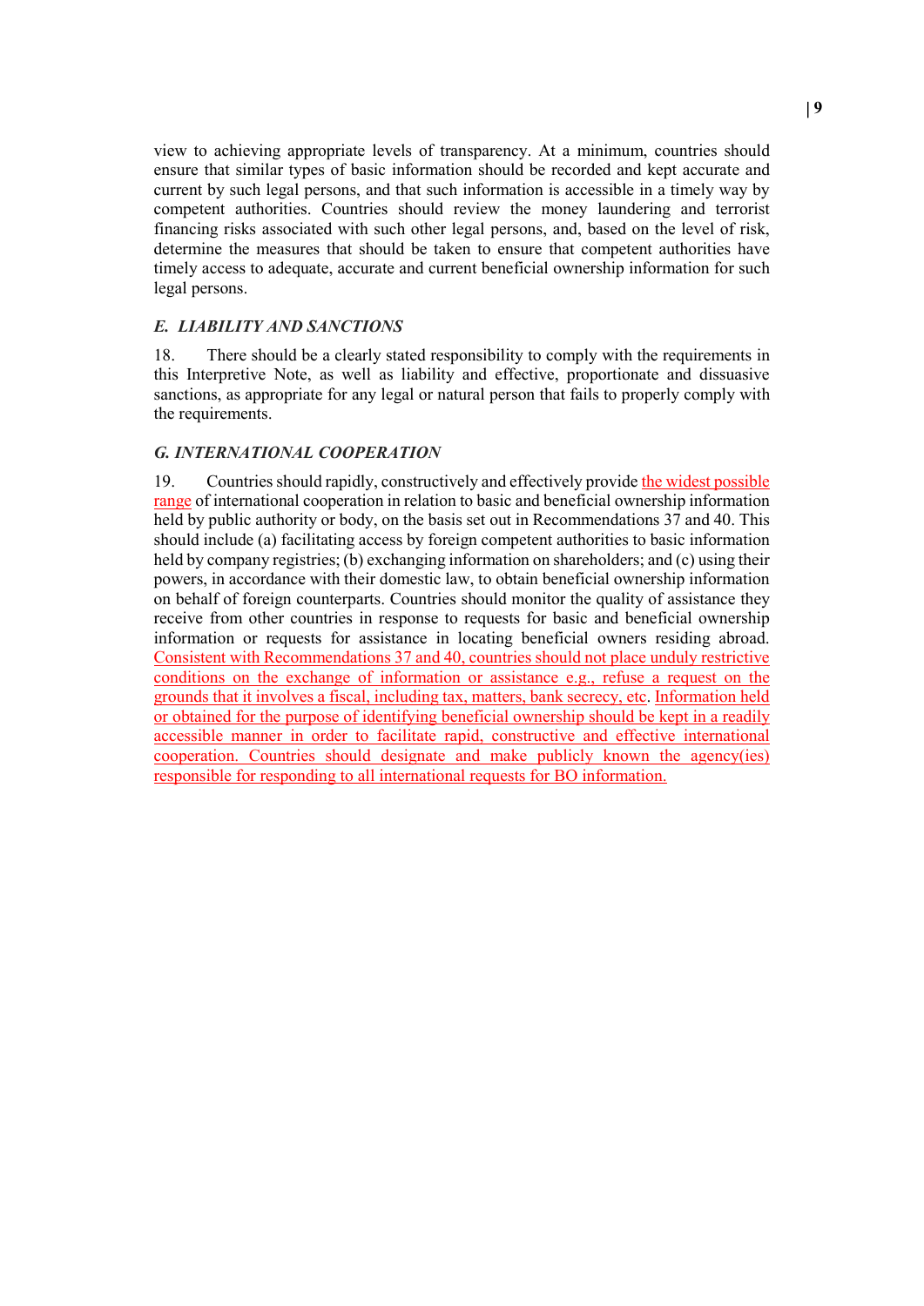view to achieving appropriate levels of transparency. At a minimum, countries should ensure that similar types of basic information should be recorded and kept accurate and current by such legal persons, and that such information is accessible in a timely way by competent authorities. Countries should review the money laundering and terrorist financing risks associated with such other legal persons, and, based on the level of risk, determine the measures that should be taken to ensure that competent authorities have timely access to adequate, accurate and current beneficial ownership information for such legal persons.

### *E. LIABILITY AND SANCTIONS*

18. There should be a clearly stated responsibility to comply with the requirements in this Interpretive Note, as well as liability and effective, proportionate and dissuasive sanctions, as appropriate for any legal or natural person that fails to properly comply with the requirements.

### *G. INTERNATIONAL COOPERATION*

19. Countries should rapidly, constructively and effectively provide <u>the widest possible range</u> of international cooperation in relation to basic and beneficial ownership information held by public authority or body, on the basis set out in Recommendations 37 and 40. This should include (a) facilitating access by foreign competent authorities to basic information held by company registries; (b) exchanging information on shareholders; and (c) using their powers, in accordance with their domestic law, to obtain beneficial ownership information on behalf of foreign counterparts. Countries should monitor the quality of assistance they receive from other countries in response to requests for basic and beneficial ownership information or requests for assistance in locating beneficial owners residing abroad. <u>Consistent with Recommendations 37 and 40, countries should not place unduly restrictive conditions on the exchange of information or assistance e.g., refuse a request on the grounds that it involves a fiscal, including tax, matters, bank secrecy, etc</u>. <u>Information held or obtained for the purpose of identifying beneficial ownership should be kept in a readily accessible manner in order to facilitate rapid, constructive and effective international cooperation. Countries should designate and make publicly known the agency(ies) responsible for responding to all international requests for BO information.</u>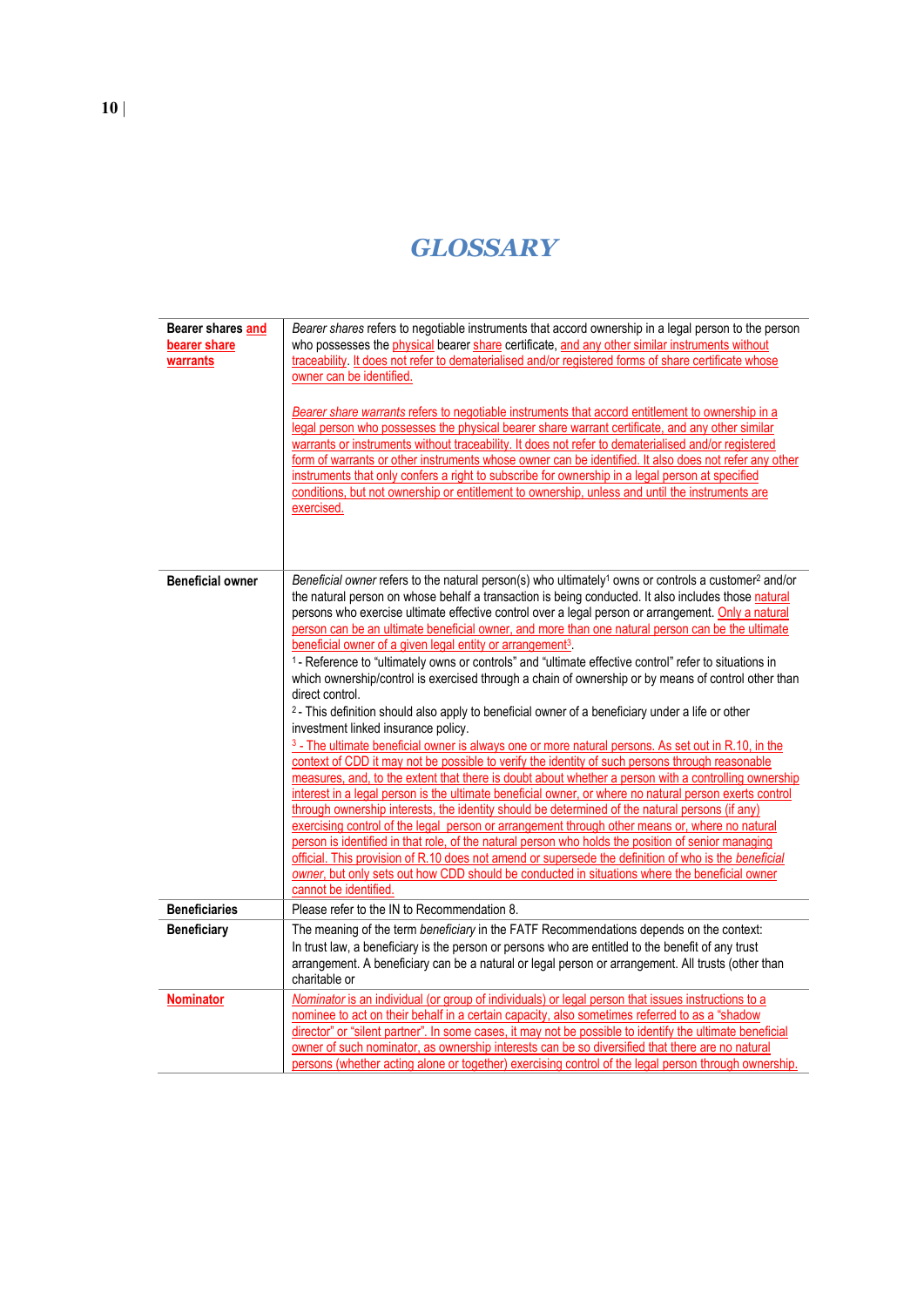# GLOSSARY

| | |
|---|---|
| **Bearer shares and bearer share warrants** | *Bearer shares* refers to negotiable instruments that accord ownership in a legal person to the person who possesses the physical bearer share certificate, and any other similar instruments without traceability. It does not refer to dematerialised and/or registered forms of share certificate whose owner can be identified.<br><br>*Bearer share warrants* refers to negotiable instruments that accord entitlement to ownership in a legal person who possesses the physical bearer share warrant certificate, and any other similar warrants or instruments without traceability. It does not refer to dematerialised and/or registered form of warrants or other instruments whose owner can be identified. It also does not refer any other instruments that only confers a right to subscribe for ownership in a legal person at specified conditions, but not ownership or entitlement to ownership, unless and until the instruments are exercised. |
| **Beneficial owner** | *Beneficial owner* refers to the natural person(s) who ultimately[1] owns or controls a customer[2] and/or the natural person on whose behalf a transaction is being conducted. It also includes those natural persons who exercise ultimate effective control over a legal person or arrangement. Only a natural person can be an ultimate beneficial owner, and more than one natural person can be the ultimate beneficial owner of a given legal entity or arrangement[3].<br>[1] - Reference to "ultimately owns or controls" and "ultimate effective control" refer to situations in which ownership/control is exercised through a chain of ownership or by means of control other than direct control.<br>[2] - This definition should also apply to beneficial owner of a beneficiary under a life or other investment linked insurance policy.<br>[3] - The ultimate beneficial owner is always one or more natural persons. As set out in R.10, in the context of CDD it may not be possible to verify the identity of such persons through reasonable measures, and, to the extent that there is doubt about whether a person with a controlling ownership interest in a legal person is the ultimate beneficial owner, or where no natural person exerts control through ownership interests, the identity should be determined of the natural persons (if any) exercising control of the legal person or arrangement through other means or, where no natural person is identified in that role, of the natural person who holds the position of senior managing official. This provision of R.10 does not amend or supersede the definition of who is the *beneficial owner*, but only sets out how CDD should be conducted in situations where the beneficial owner cannot be identified. |
| **Beneficiaries** | Please refer to the IN to Recommendation 8. |
| **Beneficiary** | The meaning of the term *beneficiary* in the FATF Recommendations depends on the context:<br>In trust law, a beneficiary is the person or persons who are entitled to the benefit of any trust arrangement. A beneficiary can be a natural or legal person or arrangement. All trusts (other than charitable or |
| **Nominator** | *Nominator* is an individual (or group of individuals) or legal person that issues instructions to a nominee to act on their behalf in a certain capacity, also sometimes referred to as a "shadow director" or "silent partner". In some cases, it may not be possible to identify the ultimate beneficial owner of such nominator, as ownership interests can be so diversified that there are no natural persons (whether acting alone or together) exercising control of the legal person through ownership. |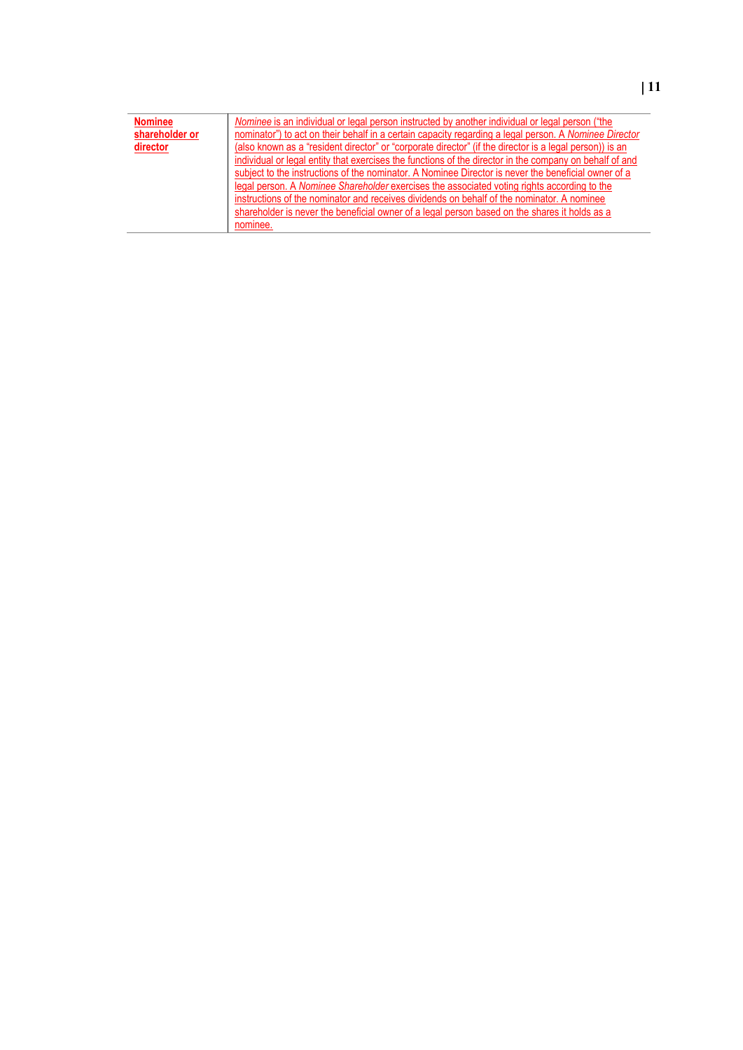| | |
|---|---|
| **Nominee shareholder or director** | *Nominee* is an individual or legal person instructed by another individual or legal person ("the nominator") to act on their behalf in a certain capacity regarding a legal person. A *Nominee Director* (also known as a "resident director" or "corporate director" (if the director is a legal person)) is an individual or legal entity that exercises the functions of the director in the company on behalf of and subject to the instructions of the nominator. A Nominee Director is never the beneficial owner of a legal person. A *Nominee Shareholder* exercises the associated voting rights according to the instructions of the nominator and receives dividends on behalf of the nominator. A nominee shareholder is never the beneficial owner of a legal person based on the shares it holds as a nominee. |